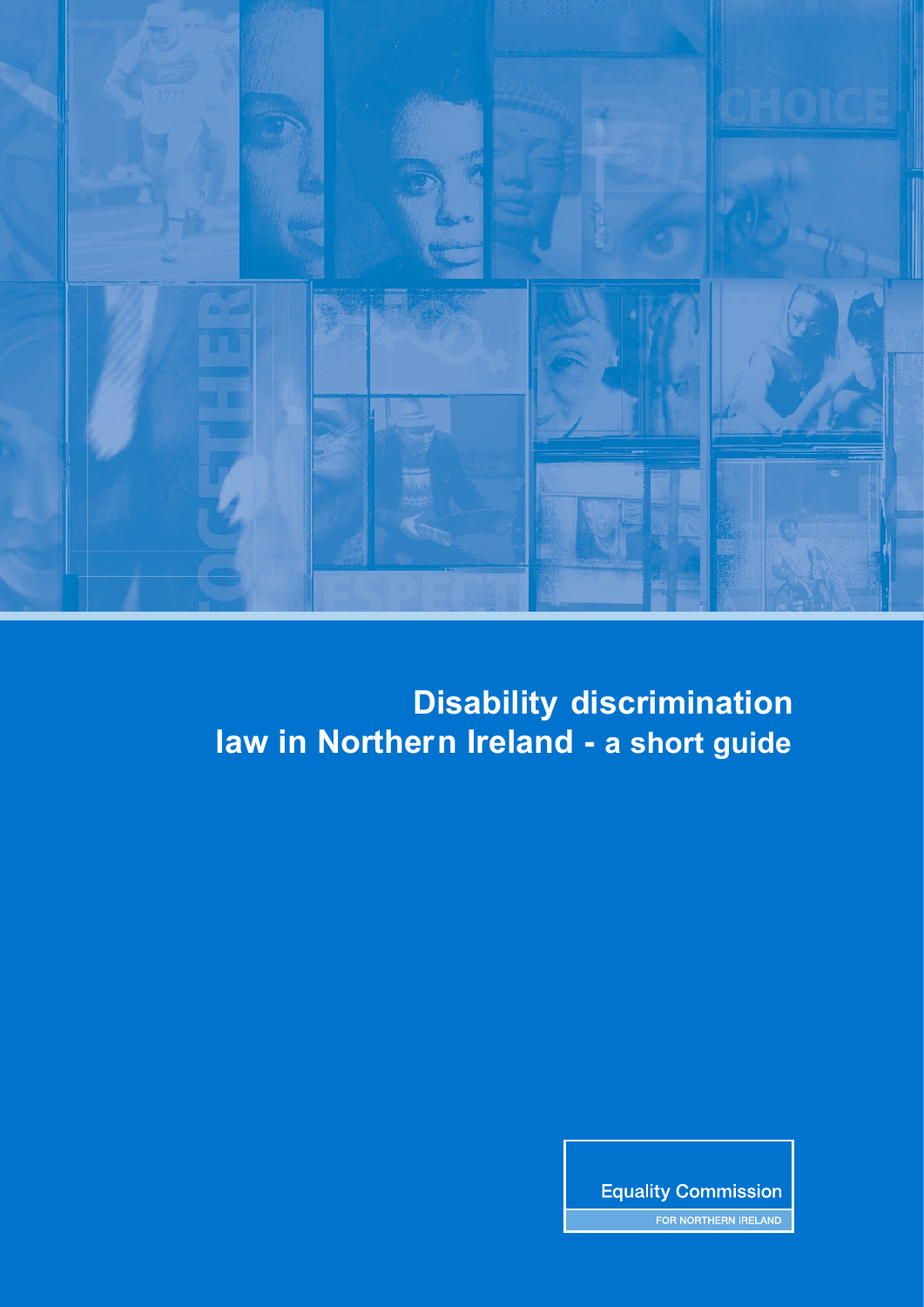# Disability discrimination law in Northern Ireland - a short guide

Equality Commission

FOR NORTHERN IRELAND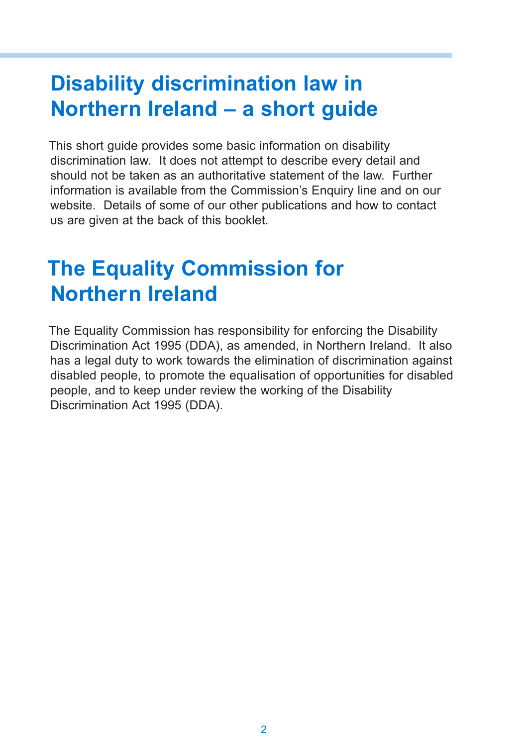# Disability discrimination law in Northern Ireland – a short guide

This short guide provides some basic information on disability discrimination law. It does not attempt to describe every detail and should not be taken as an authoritative statement of the law. Further information is available from the Commission's Enquiry line and on our website. Details of some of our other publications and how to contact us are given at the back of this booklet.

# The Equality Commission for Northern Ireland

The Equality Commission has responsibility for enforcing the Disability Discrimination Act 1995 (DDA), as amended, in Northern Ireland. It also has a legal duty to work towards the elimination of discrimination against disabled people, to promote the equalisation of opportunities for disabled people, and to keep under review the working of the Disability Discrimination Act 1995 (DDA).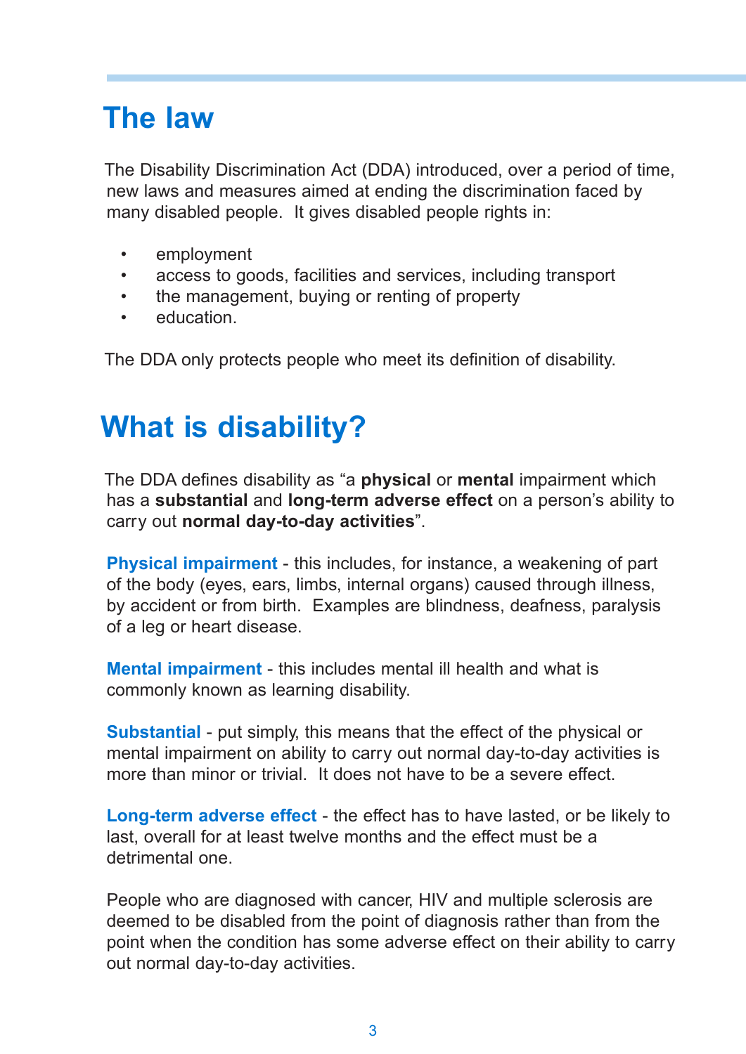## The law

The Disability Discrimination Act (DDA) introduced, over a period of time, new laws and measures aimed at ending the discrimination faced by many disabled people. It gives disabled people rights in:

- employment
- access to goods, facilities and services, including transport
- the management, buying or renting of property
- education.

The DDA only protects people who meet its definition of disability.

## What is disability?

The DDA defines disability as "a **physical** or **mental** impairment which has a **substantial** and **long-term adverse effect** on a person's ability to carry out **normal day-to-day activities**".

**Physical impairment** - this includes, for instance, a weakening of part of the body (eyes, ears, limbs, internal organs) caused through illness, by accident or from birth. Examples are blindness, deafness, paralysis of a leg or heart disease.

**Mental impairment** - this includes mental ill health and what is commonly known as learning disability.

**Substantial** - put simply, this means that the effect of the physical or mental impairment on ability to carry out normal day-to-day activities is more than minor or trivial. It does not have to be a severe effect.

**Long-term adverse effect** - the effect has to have lasted, or be likely to last, overall for at least twelve months and the effect must be a detrimental one.

People who are diagnosed with cancer, HIV and multiple sclerosis are deemed to be disabled from the point of diagnosis rather than from the point when the condition has some adverse effect on their ability to carry out normal day-to-day activities.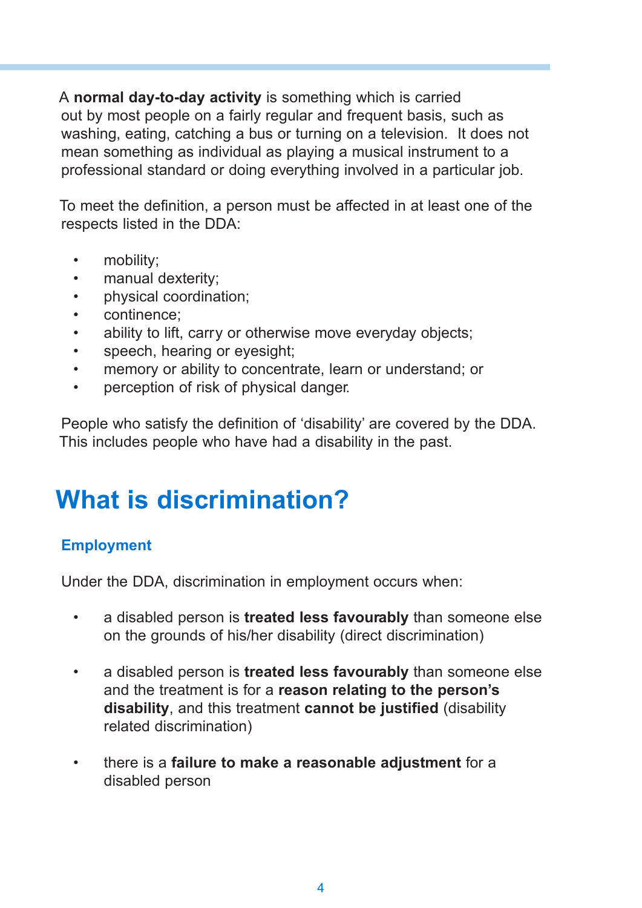A **normal day-to-day activity** is something which is carried out by most people on a fairly regular and frequent basis, such as washing, eating, catching a bus or turning on a television. It does not mean something as individual as playing a musical instrument to a professional standard or doing everything involved in a particular job.

To meet the definition, a person must be affected in at least one of the respects listed in the DDA:

- mobility;
- manual dexterity;
- physical coordination;
- continence;
- ability to lift, carry or otherwise move everyday objects;
- speech, hearing or eyesight;
- memory or ability to concentrate, learn or understand; or
- perception of risk of physical danger.

People who satisfy the definition of 'disability' are covered by the DDA. This includes people who have had a disability in the past.

# What is discrimination?

## Employment

Under the DDA, discrimination in employment occurs when:

- a disabled person is **treated less favourably** than someone else on the grounds of his/her disability (direct discrimination)

- a disabled person is **treated less favourably** than someone else and the treatment is for a **reason relating to the person's disability**, and this treatment **cannot be justified** (disability related discrimination)

- there is a **failure to make a reasonable adjustment** for a disabled person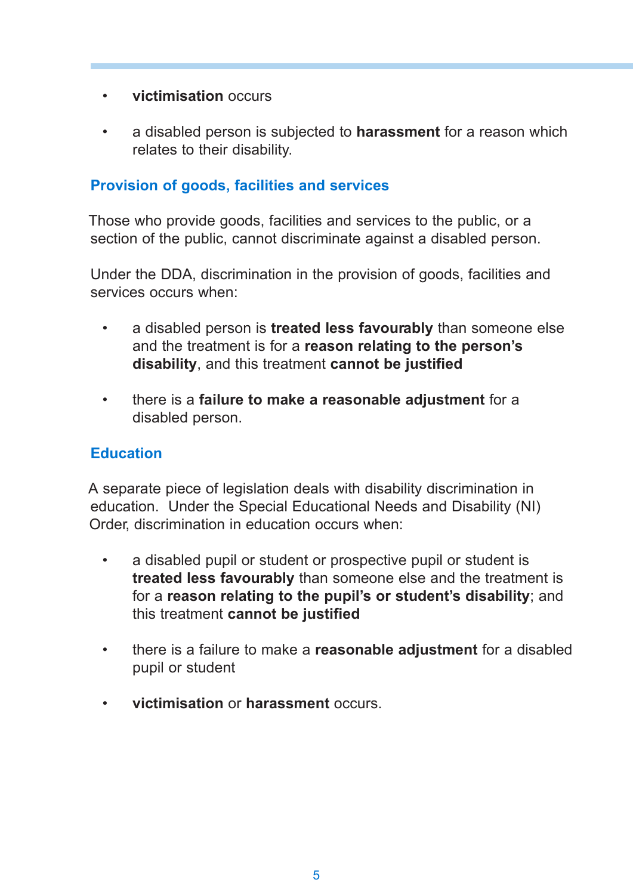- **victimisation** occurs
- a disabled person is subjected to **harassment** for a reason which relates to their disability.

## Provision of goods, facilities and services

Those who provide goods, facilities and services to the public, or a section of the public, cannot discriminate against a disabled person.

Under the DDA, discrimination in the provision of goods, facilities and services occurs when:

- a disabled person is **treated less favourably** than someone else and the treatment is for a **reason relating to the person's disability**, and this treatment **cannot be justified**
- there is a **failure to make a reasonable adjustment** for a disabled person.

## Education

A separate piece of legislation deals with disability discrimination in education. Under the Special Educational Needs and Disability (NI) Order, discrimination in education occurs when:

- a disabled pupil or student or prospective pupil or student is **treated less favourably** than someone else and the treatment is for a **reason relating to the pupil's or student's disability**; and this treatment **cannot be justified**
- there is a failure to make a **reasonable adjustment** for a disabled pupil or student
- **victimisation** or **harassment** occurs.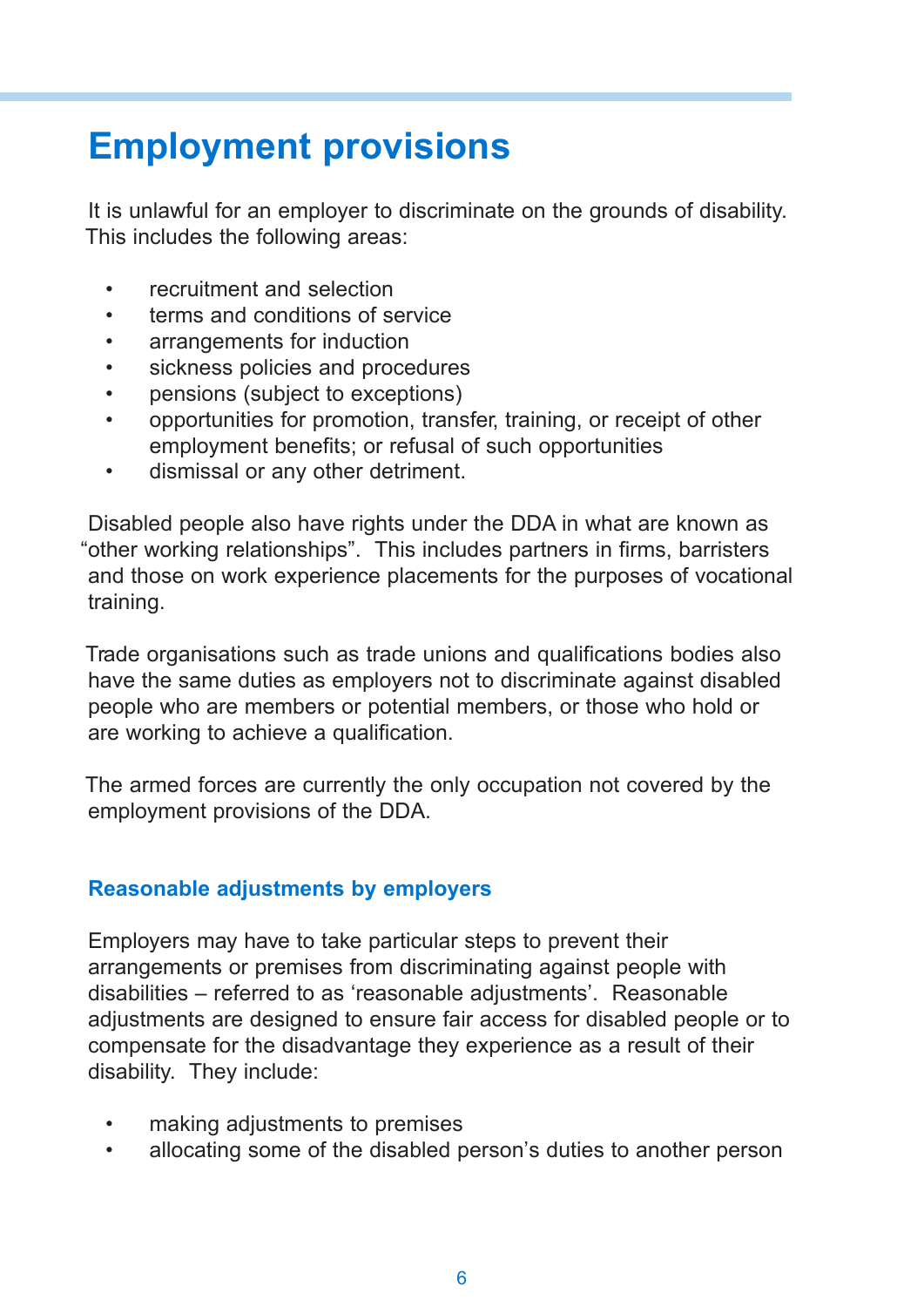# Employment provisions

It is unlawful for an employer to discriminate on the grounds of disability. This includes the following areas:

- recruitment and selection
- terms and conditions of service
- arrangements for induction
- sickness policies and procedures
- pensions (subject to exceptions)
- opportunities for promotion, transfer, training, or receipt of other employment benefits; or refusal of such opportunities
- dismissal or any other detriment.

Disabled people also have rights under the DDA in what are known as "other working relationships". This includes partners in firms, barristers and those on work experience placements for the purposes of vocational training.

Trade organisations such as trade unions and qualifications bodies also have the same duties as employers not to discriminate against disabled people who are members or potential members, or those who hold or are working to achieve a qualification.

The armed forces are currently the only occupation not covered by the employment provisions of the DDA.

### Reasonable adjustments by employers

Employers may have to take particular steps to prevent their arrangements or premises from discriminating against people with disabilities – referred to as 'reasonable adjustments'. Reasonable adjustments are designed to ensure fair access for disabled people or to compensate for the disadvantage they experience as a result of their disability. They include:

- making adjustments to premises
- allocating some of the disabled person's duties to another person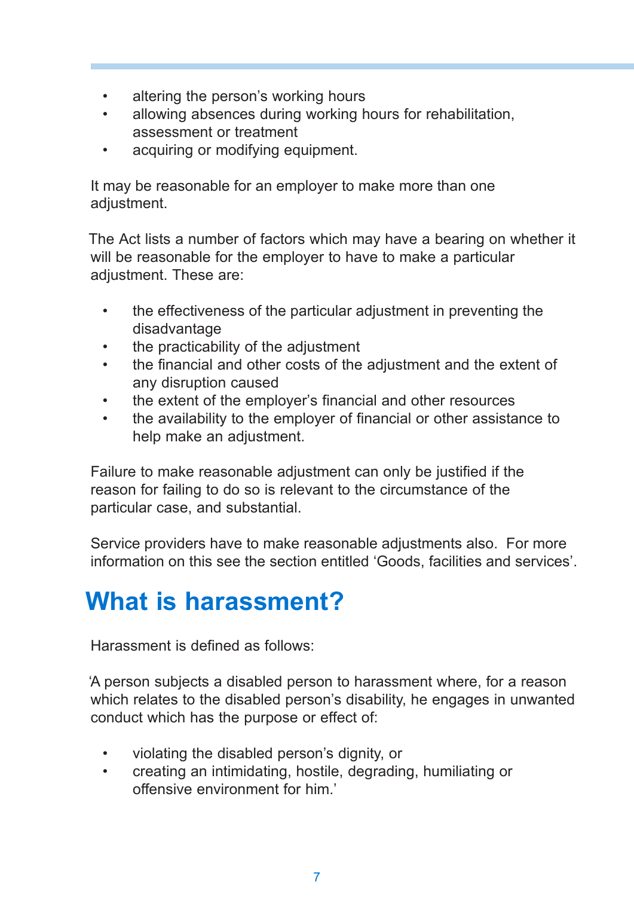- altering the person's working hours
- allowing absences during working hours for rehabilitation, assessment or treatment
- acquiring or modifying equipment.

It may be reasonable for an employer to make more than one adjustment.

The Act lists a number of factors which may have a bearing on whether it will be reasonable for the employer to have to make a particular adjustment. These are:

- the effectiveness of the particular adjustment in preventing the disadvantage
- the practicability of the adjustment
- the financial and other costs of the adjustment and the extent of any disruption caused
- the extent of the employer's financial and other resources
- the availability to the employer of financial or other assistance to help make an adjustment.

Failure to make reasonable adjustment can only be justified if the reason for failing to do so is relevant to the circumstance of the particular case, and substantial.

Service providers have to make reasonable adjustments also. For more information on this see the section entitled 'Goods, facilities and services'.

# What is harassment?

Harassment is defined as follows:

'A person subjects a disabled person to harassment where, for a reason which relates to the disabled person's disability, he engages in unwanted conduct which has the purpose or effect of:

- violating the disabled person's dignity, or
- creating an intimidating, hostile, degrading, humiliating or offensive environment for him.'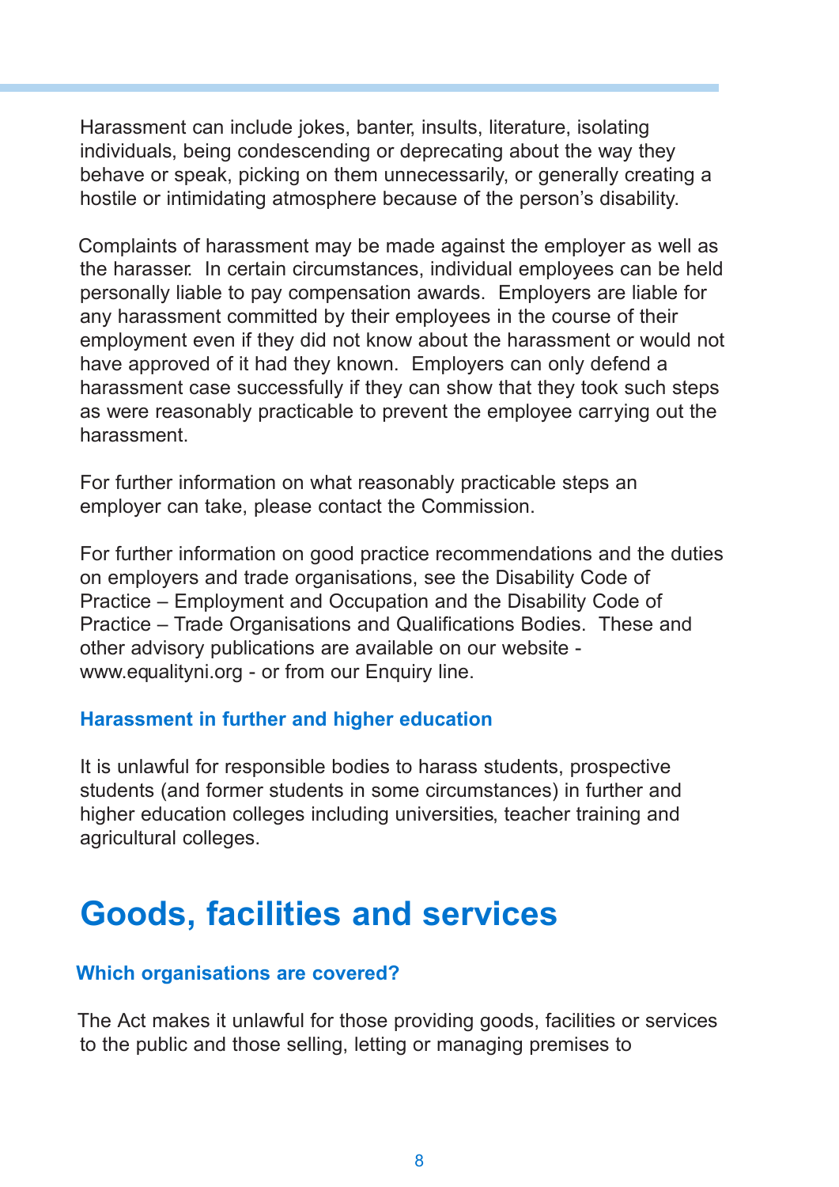Harassment can include jokes, banter, insults, literature, isolating individuals, being condescending or deprecating about the way they behave or speak, picking on them unnecessarily, or generally creating a hostile or intimidating atmosphere because of the person's disability.

Complaints of harassment may be made against the employer as well as the harasser. In certain circumstances, individual employees can be held personally liable to pay compensation awards. Employers are liable for any harassment committed by their employees in the course of their employment even if they did not know about the harassment or would not have approved of it had they known. Employers can only defend a harassment case successfully if they can show that they took such steps as were reasonably practicable to prevent the employee carrying out the harassment.

For further information on what reasonably practicable steps an employer can take, please contact the Commission.

For further information on good practice recommendations and the duties on employers and trade organisations, see the Disability Code of Practice – Employment and Occupation and the Disability Code of Practice – Trade Organisations and Qualifications Bodies. These and other advisory publications are available on our website - www.equalityni.org - or from our Enquiry line.

### Harassment in further and higher education

It is unlawful for responsible bodies to harass students, prospective students (and former students in some circumstances) in further and higher education colleges including universities, teacher training and agricultural colleges.

## Goods, facilities and services

### Which organisations are covered?

The Act makes it unlawful for those providing goods, facilities or services to the public and those selling, letting or managing premises to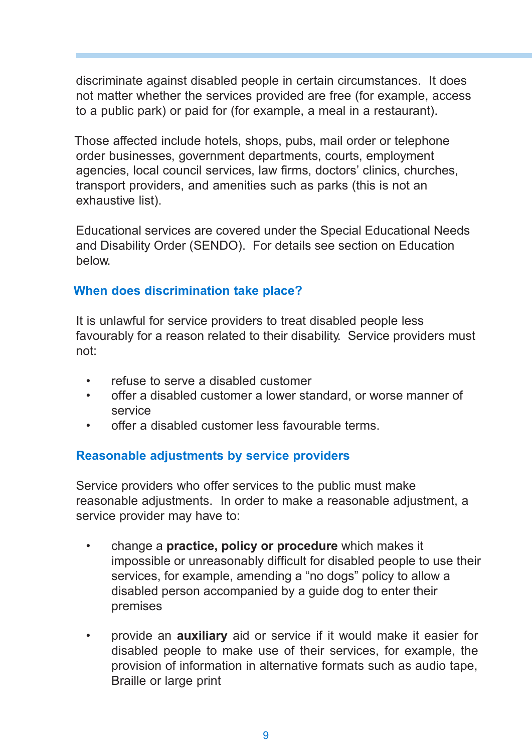discriminate against disabled people in certain circumstances. It does not matter whether the services provided are free (for example, access to a public park) or paid for (for example, a meal in a restaurant).

Those affected include hotels, shops, pubs, mail order or telephone order businesses, government departments, courts, employment agencies, local council services, law firms, doctors' clinics, churches, transport providers, and amenities such as parks (this is not an exhaustive list).

Educational services are covered under the Special Educational Needs and Disability Order (SENDO). For details see section on Education below.

### When does discrimination take place?

It is unlawful for service providers to treat disabled people less favourably for a reason related to their disability. Service providers must not:

- refuse to serve a disabled customer
- offer a disabled customer a lower standard, or worse manner of service
- offer a disabled customer less favourable terms.

### Reasonable adjustments by service providers

Service providers who offer services to the public must make reasonable adjustments. In order to make a reasonable adjustment, a service provider may have to:

- change a **practice, policy or procedure** which makes it impossible or unreasonably difficult for disabled people to use their services, for example, amending a "no dogs" policy to allow a disabled person accompanied by a guide dog to enter their premises

- provide an **auxiliary** aid or service if it would make it easier for disabled people to make use of their services, for example, the provision of information in alternative formats such as audio tape, Braille or large print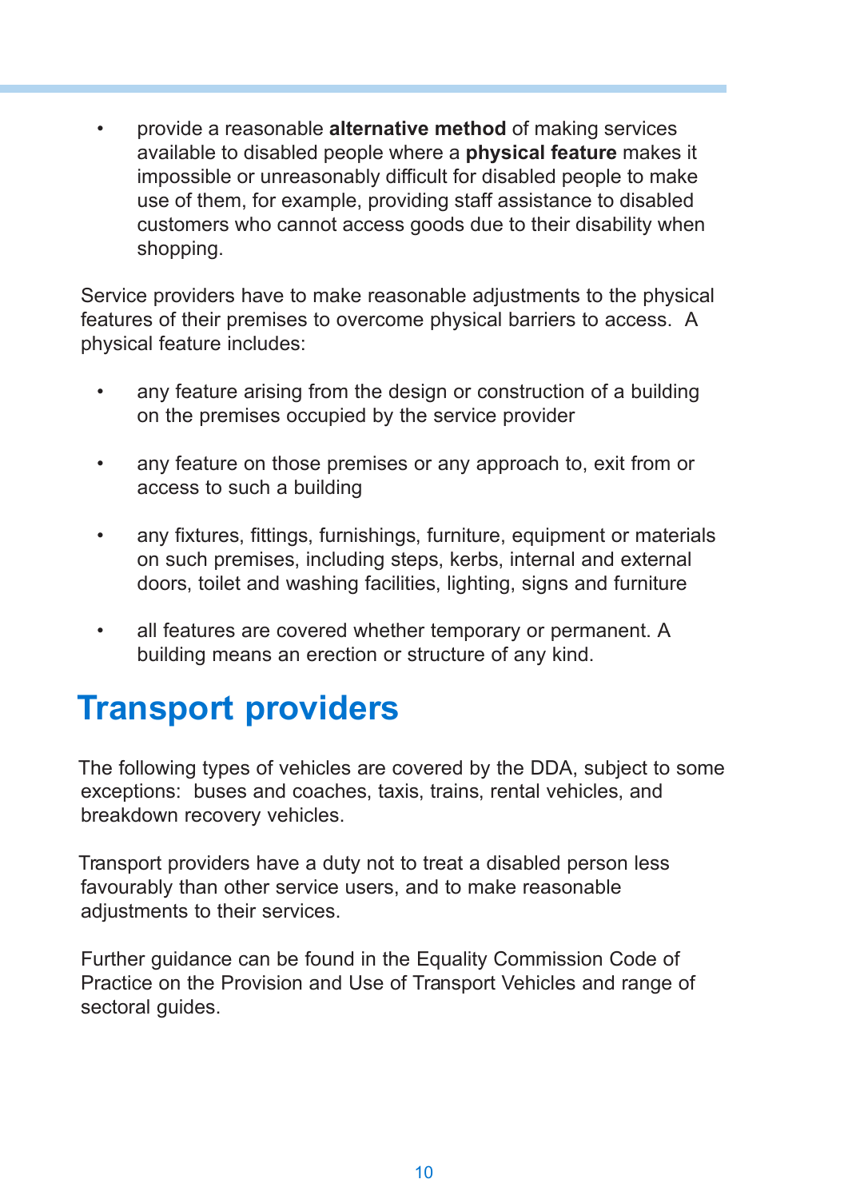- provide a reasonable **alternative method** of making services available to disabled people where a **physical feature** makes it impossible or unreasonably difficult for disabled people to make use of them, for example, providing staff assistance to disabled customers who cannot access goods due to their disability when shopping.

Service providers have to make reasonable adjustments to the physical features of their premises to overcome physical barriers to access. A physical feature includes:

- any feature arising from the design or construction of a building on the premises occupied by the service provider
- any feature on those premises or any approach to, exit from or access to such a building
- any fixtures, fittings, furnishings, furniture, equipment or materials on such premises, including steps, kerbs, internal and external doors, toilet and washing facilities, lighting, signs and furniture
- all features are covered whether temporary or permanent. A building means an erection or structure of any kind.

# Transport providers

The following types of vehicles are covered by the DDA, subject to some exceptions: buses and coaches, taxis, trains, rental vehicles, and breakdown recovery vehicles.

Transport providers have a duty not to treat a disabled person less favourably than other service users, and to make reasonable adjustments to their services.

Further guidance can be found in the Equality Commission Code of Practice on the Provision and Use of Transport Vehicles and range of sectoral guides.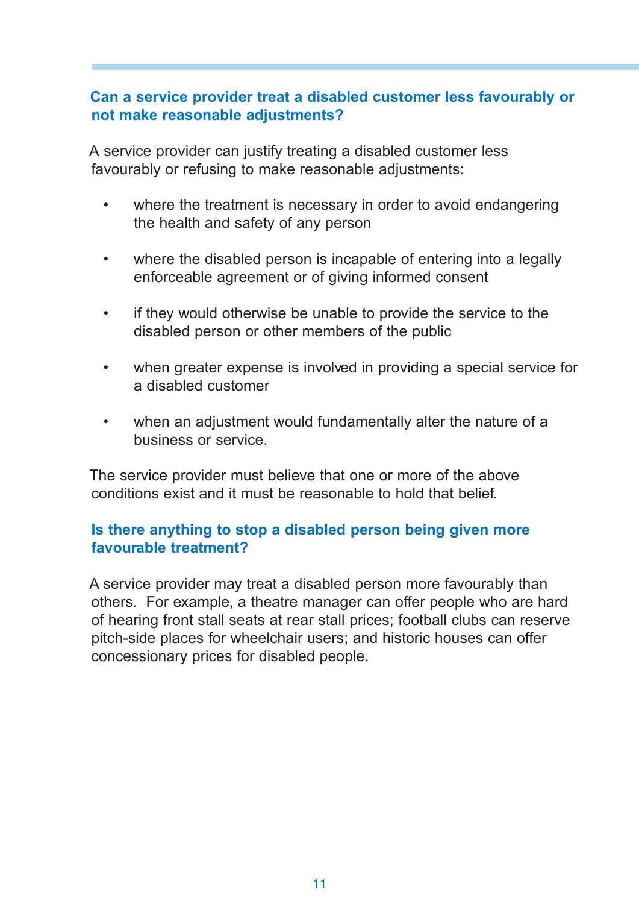## Can a service provider treat a disabled customer less favourably or not make reasonable adjustments?

A service provider can justify treating a disabled customer less favourably or refusing to make reasonable adjustments:

- where the treatment is necessary in order to avoid endangering the health and safety of any person
- where the disabled person is incapable of entering into a legally enforceable agreement or of giving informed consent
- if they would otherwise be unable to provide the service to the disabled person or other members of the public
- when greater expense is involved in providing a special service for a disabled customer
- when an adjustment would fundamentally alter the nature of a business or service.

The service provider must believe that one or more of the above conditions exist and it must be reasonable to hold that belief.

## Is there anything to stop a disabled person being given more favourable treatment?

A service provider may treat a disabled person more favourably than others. For example, a theatre manager can offer people who are hard of hearing front stall seats at rear stall prices; football clubs can reserve pitch-side places for wheelchair users; and historic houses can offer concessionary prices for disabled people.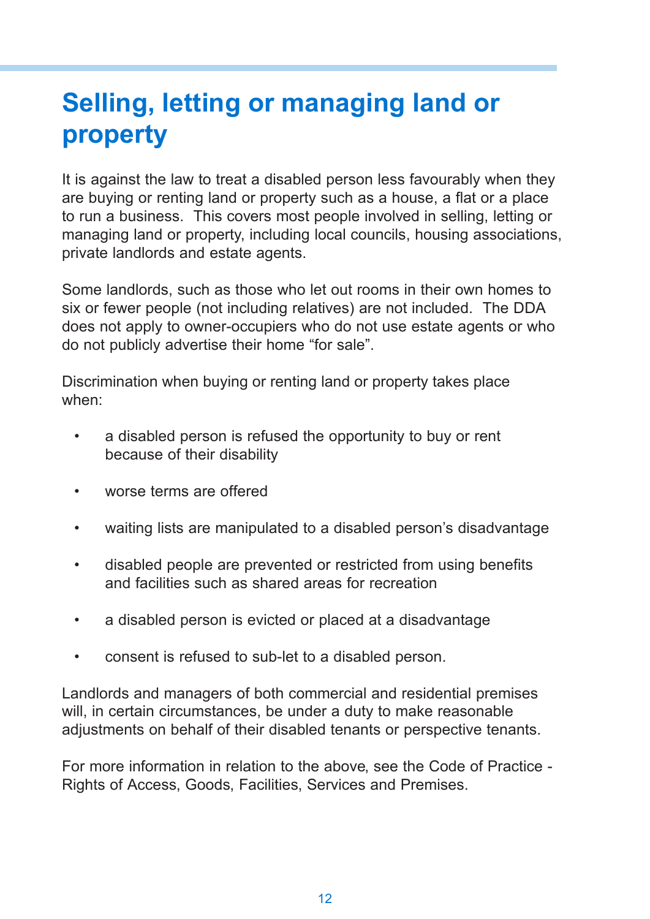# Selling, letting or managing land or property

It is against the law to treat a disabled person less favourably when they are buying or renting land or property such as a house, a flat or a place to run a business. This covers most people involved in selling, letting or managing land or property, including local councils, housing associations, private landlords and estate agents.

Some landlords, such as those who let out rooms in their own homes to six or fewer people (not including relatives) are not included. The DDA does not apply to owner-occupiers who do not use estate agents or who do not publicly advertise their home “for sale”.

Discrimination when buying or renting land or property takes place when:

- a disabled person is refused the opportunity to buy or rent because of their disability
- worse terms are offered
- waiting lists are manipulated to a disabled person’s disadvantage
- disabled people are prevented or restricted from using benefits and facilities such as shared areas for recreation
- a disabled person is evicted or placed at a disadvantage
- consent is refused to sub-let to a disabled person.

Landlords and managers of both commercial and residential premises will, in certain circumstances, be under a duty to make reasonable adjustments on behalf of their disabled tenants or perspective tenants.

For more information in relation to the above, see the Code of Practice - Rights of Access, Goods, Facilities, Services and Premises.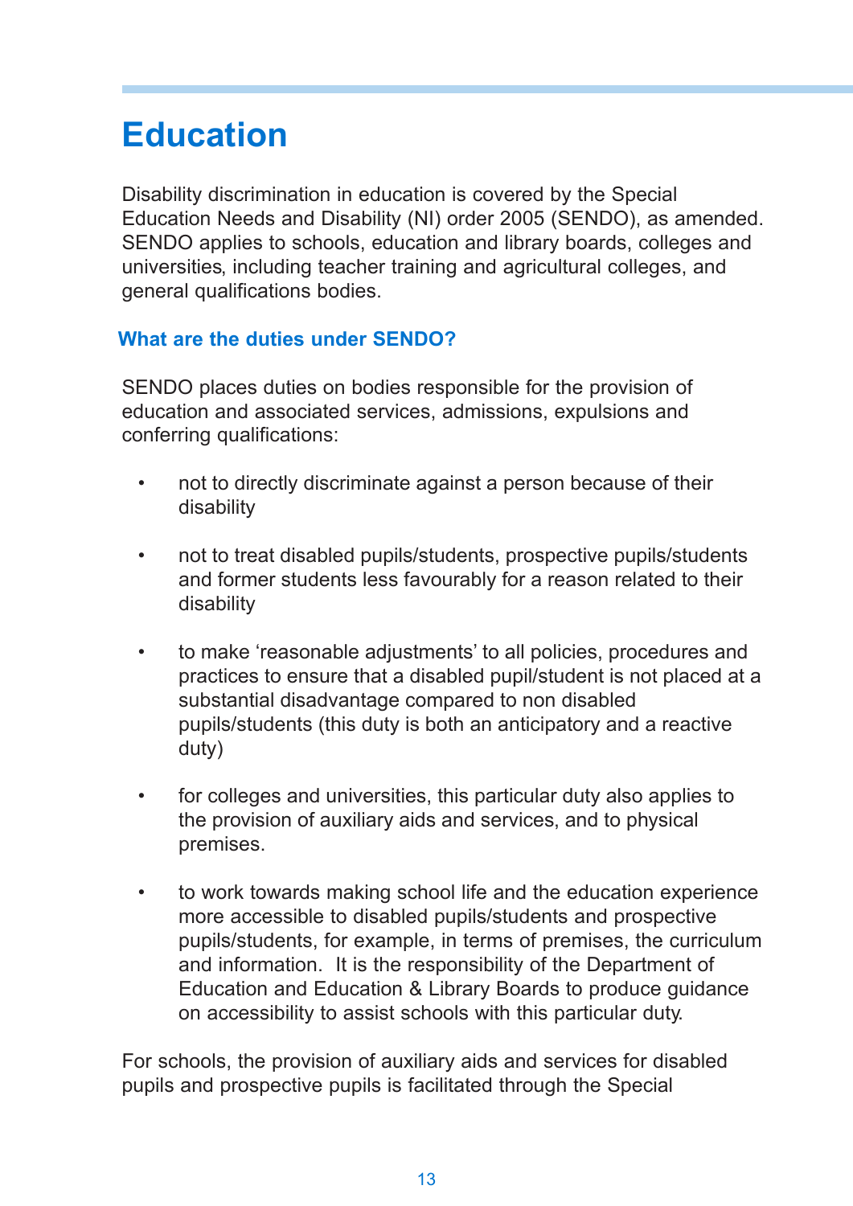# Education

Disability discrimination in education is covered by the Special Education Needs and Disability (NI) order 2005 (SENDO), as amended. SENDO applies to schools, education and library boards, colleges and universities, including teacher training and agricultural colleges, and general qualifications bodies.

## What are the duties under SENDO?

SENDO places duties on bodies responsible for the provision of education and associated services, admissions, expulsions and conferring qualifications:

- not to directly discriminate against a person because of their disability
- not to treat disabled pupils/students, prospective pupils/students and former students less favourably for a reason related to their disability
- to make 'reasonable adjustments' to all policies, procedures and practices to ensure that a disabled pupil/student is not placed at a substantial disadvantage compared to non disabled pupils/students (this duty is both an anticipatory and a reactive duty)
- for colleges and universities, this particular duty also applies to the provision of auxiliary aids and services, and to physical premises.
- to work towards making school life and the education experience more accessible to disabled pupils/students and prospective pupils/students, for example, in terms of premises, the curriculum and information. It is the responsibility of the Department of Education and Education & Library Boards to produce guidance on accessibility to assist schools with this particular duty.

For schools, the provision of auxiliary aids and services for disabled pupils and prospective pupils is facilitated through the Special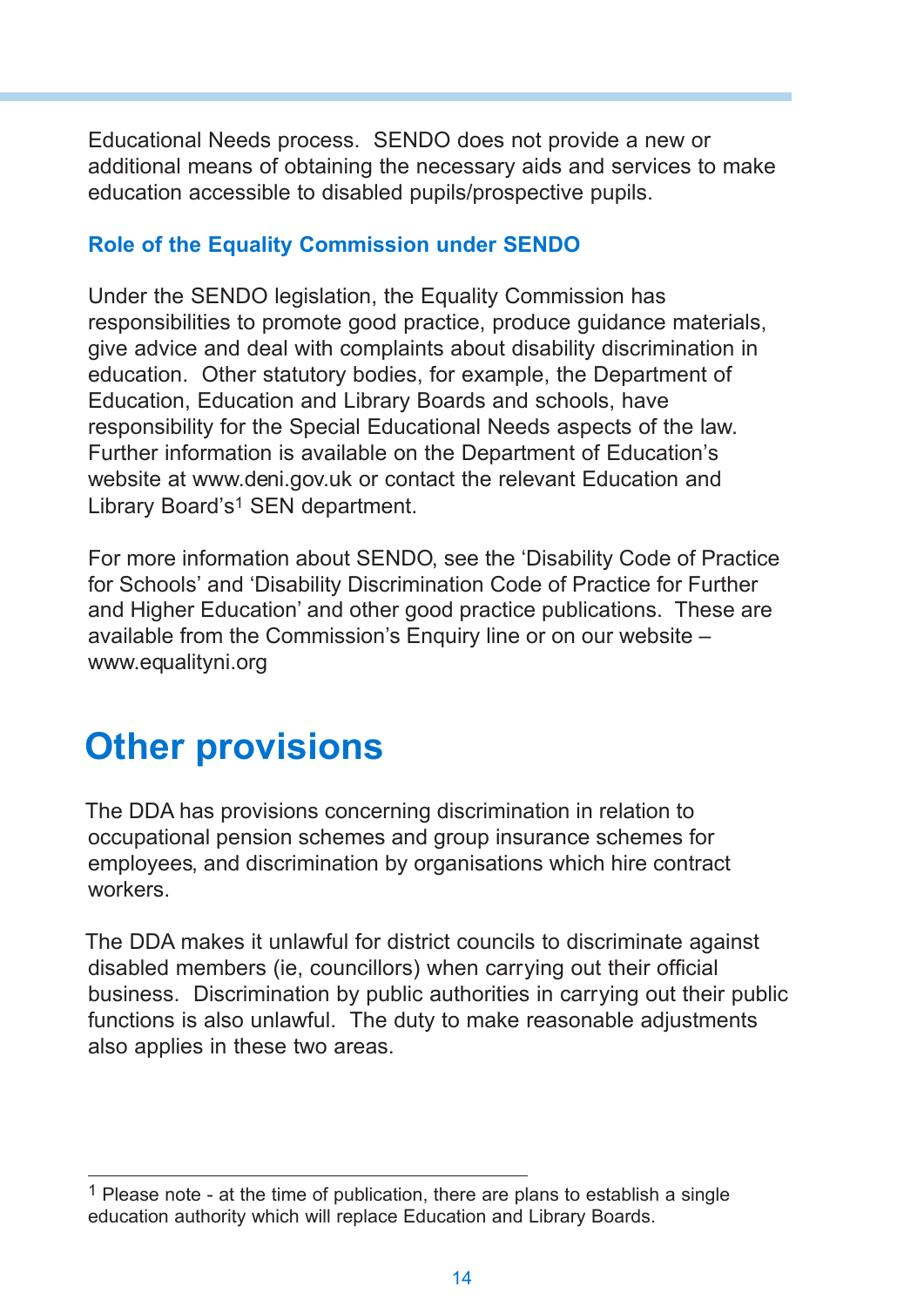Educational Needs process. SENDO does not provide a new or additional means of obtaining the necessary aids and services to make education accessible to disabled pupils/prospective pupils.

### Role of the Equality Commission under SENDO

Under the SENDO legislation, the Equality Commission has responsibilities to promote good practice, produce guidance materials, give advice and deal with complaints about disability discrimination in education. Other statutory bodies, for example, the Department of Education, Education and Library Boards and schools, have responsibility for the Special Educational Needs aspects of the law. Further information is available on the Department of Education's website at www.deni.gov.uk or contact the relevant Education and Library Board's[1] SEN department.

For more information about SENDO, see the 'Disability Code of Practice for Schools' and 'Disability Discrimination Code of Practice for Further and Higher Education' and other good practice publications. These are available from the Commission's Enquiry line or on our website – www.equalityni.org

## Other provisions

The DDA has provisions concerning discrimination in relation to occupational pension schemes and group insurance schemes for employees, and discrimination by organisations which hire contract workers.

The DDA makes it unlawful for district councils to discriminate against disabled members (ie, councillors) when carrying out their official business. Discrimination by public authorities in carrying out their public functions is also unlawful. The duty to make reasonable adjustments also applies in these two areas.

---

[1] Please note - at the time of publication, there are plans to establish a single education authority which will replace Education and Library Boards.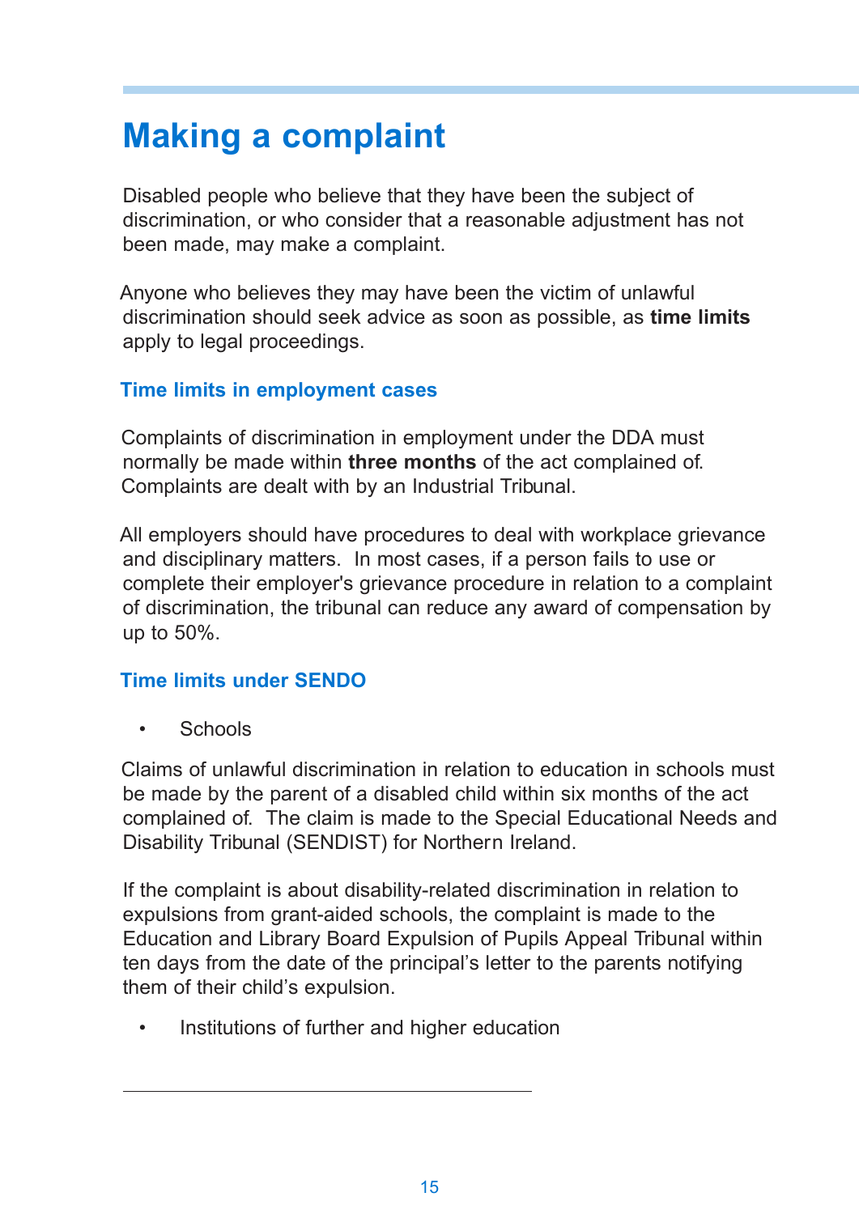# Making a complaint

Disabled people who believe that they have been the subject of discrimination, or who consider that a reasonable adjustment has not been made, may make a complaint.

Anyone who believes they may have been the victim of unlawful discrimination should seek advice as soon as possible, as **time limits** apply to legal proceedings.

## Time limits in employment cases

Complaints of discrimination in employment under the DDA must normally be made within **three months** of the act complained of. Complaints are dealt with by an Industrial Tribunal.

All employers should have procedures to deal with workplace grievance and disciplinary matters. In most cases, if a person fails to use or complete their employer's grievance procedure in relation to a complaint of discrimination, the tribunal can reduce any award of compensation by up to 50%.

## Time limits under SENDO

- Schools

Claims of unlawful discrimination in relation to education in schools must be made by the parent of a disabled child within six months of the act complained of. The claim is made to the Special Educational Needs and Disability Tribunal (SENDIST) for Northern Ireland.

If the complaint is about disability-related discrimination in relation to expulsions from grant-aided schools, the complaint is made to the Education and Library Board Expulsion of Pupils Appeal Tribunal within ten days from the date of the principal's letter to the parents notifying them of their child's expulsion.

- Institutions of further and higher education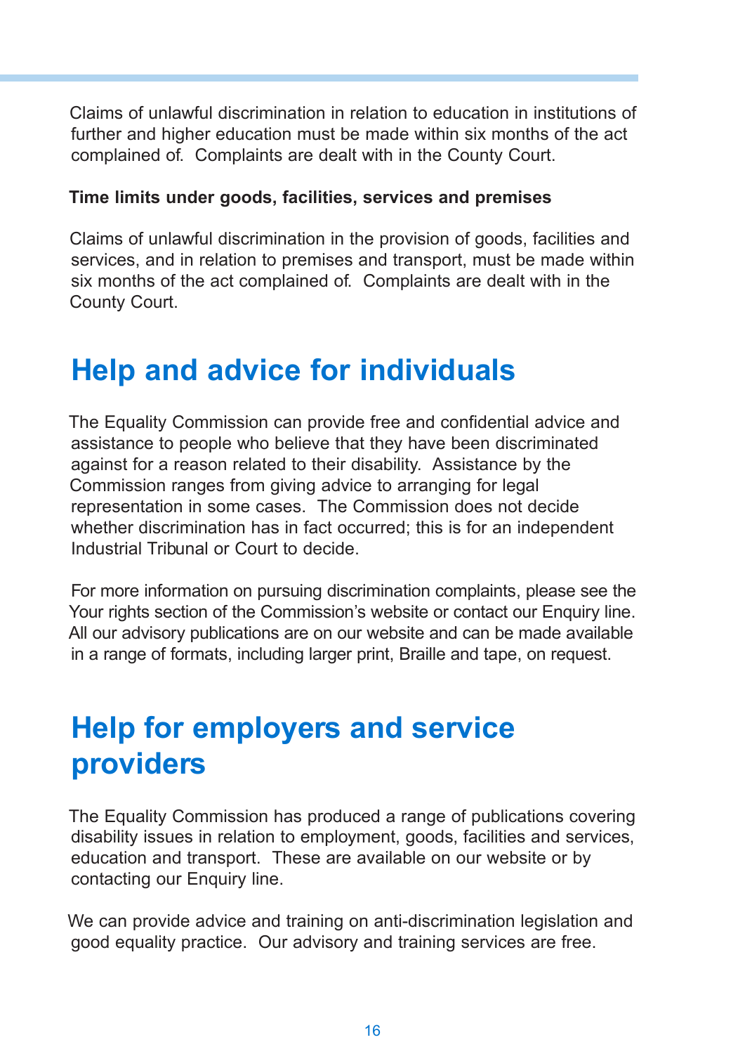Claims of unlawful discrimination in relation to education in institutions of further and higher education must be made within six months of the act complained of. Complaints are dealt with in the County Court.

**Time limits under goods, facilities, services and premises**

Claims of unlawful discrimination in the provision of goods, facilities and services, and in relation to premises and transport, must be made within six months of the act complained of. Complaints are dealt with in the County Court.

# Help and advice for individuals

The Equality Commission can provide free and confidential advice and assistance to people who believe that they have been discriminated against for a reason related to their disability. Assistance by the Commission ranges from giving advice to arranging for legal representation in some cases. The Commission does not decide whether discrimination has in fact occurred; this is for an independent Industrial Tribunal or Court to decide.

For more information on pursuing discrimination complaints, please see the Your rights section of the Commission's website or contact our Enquiry line. All our advisory publications are on our website and can be made available in a range of formats, including larger print, Braille and tape, on request.

# Help for employers and service providers

The Equality Commission has produced a range of publications covering disability issues in relation to employment, goods, facilities and services, education and transport. These are available on our website or by contacting our Enquiry line.

We can provide advice and training on anti-discrimination legislation and good equality practice. Our advisory and training services are free.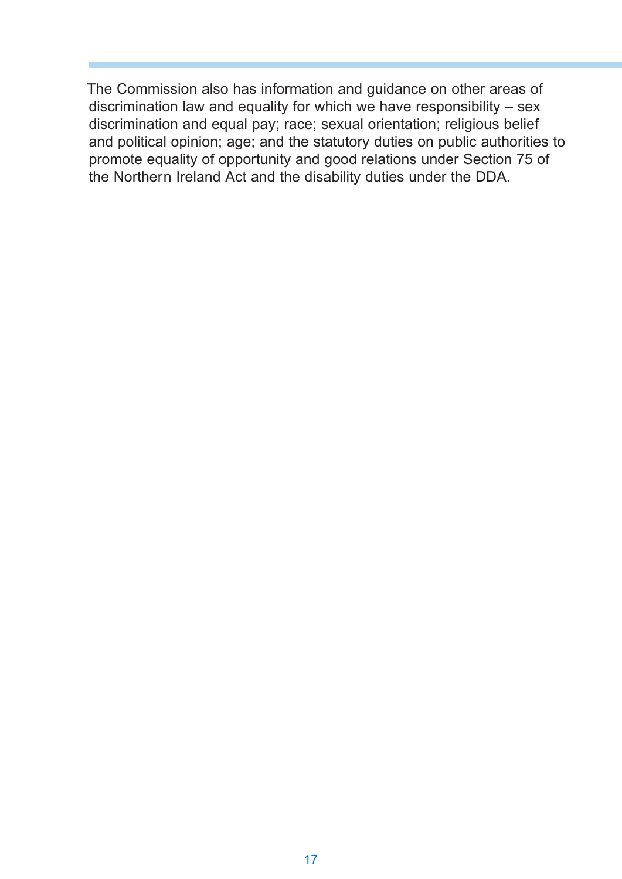The Commission also has information and guidance on other areas of discrimination law and equality for which we have responsibility – sex discrimination and equal pay; race; sexual orientation; religious belief and political opinion; age; and the statutory duties on public authorities to promote equality of opportunity and good relations under Section 75 of the Northern Ireland Act and the disability duties under the DDA.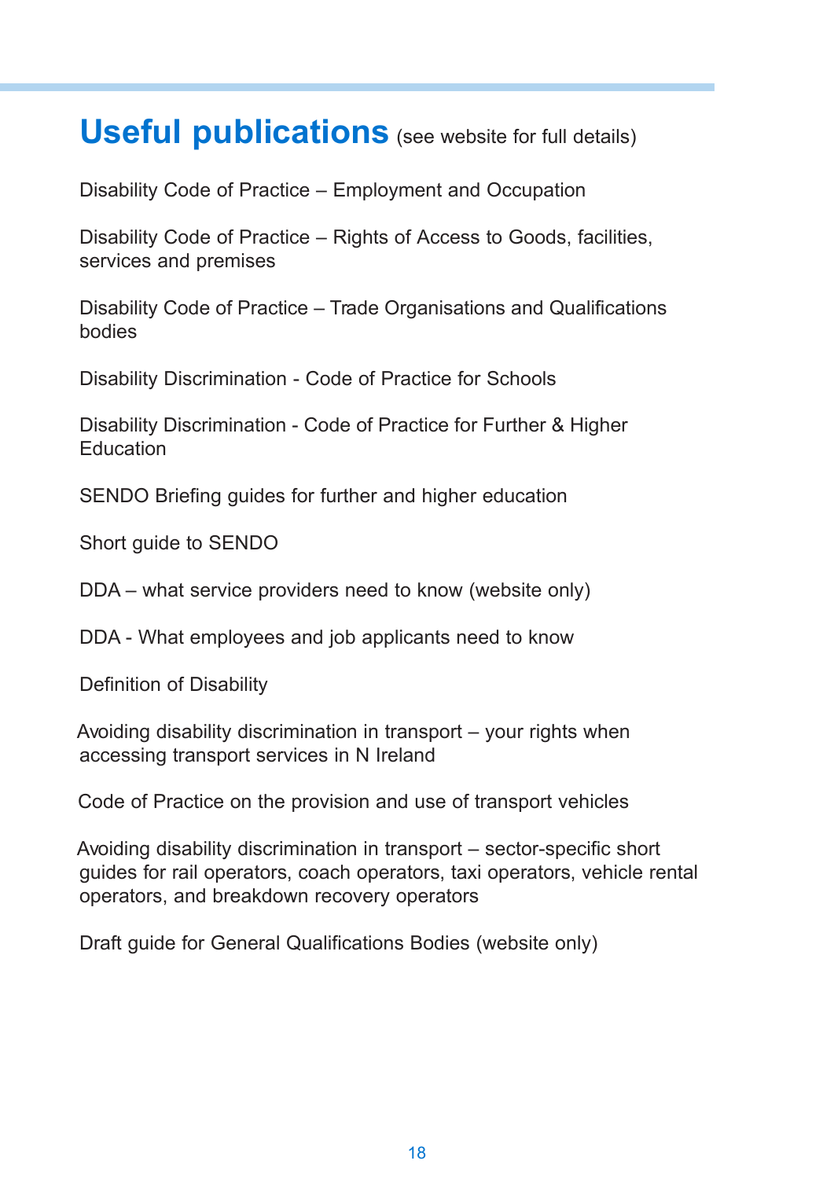# Useful publications (see website for full details)

Disability Code of Practice – Employment and Occupation

Disability Code of Practice – Rights of Access to Goods, facilities, services and premises

Disability Code of Practice – Trade Organisations and Qualifications bodies

Disability Discrimination - Code of Practice for Schools

Disability Discrimination - Code of Practice for Further & Higher Education

SENDO Briefing guides for further and higher education

Short guide to SENDO

DDA – what service providers need to know (website only)

DDA - What employees and job applicants need to know

Definition of Disability

Avoiding disability discrimination in transport – your rights when accessing transport services in N Ireland

Code of Practice on the provision and use of transport vehicles

Avoiding disability discrimination in transport – sector-specific short guides for rail operators, coach operators, taxi operators, vehicle rental operators, and breakdown recovery operators

Draft guide for General Qualifications Bodies (website only)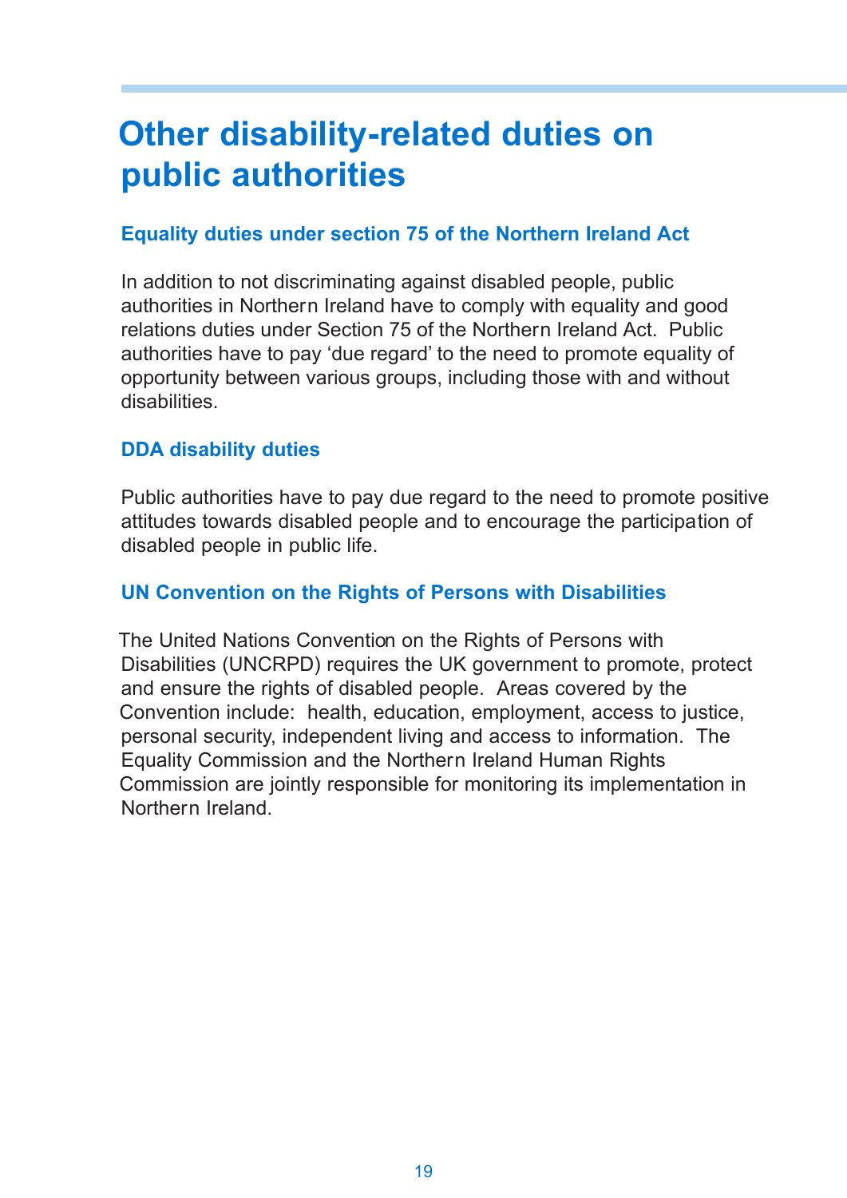# Other disability-related duties on public authorities

### Equality duties under section 75 of the Northern Ireland Act

In addition to not discriminating against disabled people, public authorities in Northern Ireland have to comply with equality and good relations duties under Section 75 of the Northern Ireland Act. Public authorities have to pay 'due regard' to the need to promote equality of opportunity between various groups, including those with and without disabilities.

### DDA disability duties

Public authorities have to pay due regard to the need to promote positive attitudes towards disabled people and to encourage the participation of disabled people in public life.

### UN Convention on the Rights of Persons with Disabilities

The United Nations Convention on the Rights of Persons with Disabilities (UNCRPD) requires the UK government to promote, protect and ensure the rights of disabled people. Areas covered by the Convention include: health, education, employment, access to justice, personal security, independent living and access to information. The Equality Commission and the Northern Ireland Human Rights Commission are jointly responsible for monitoring its implementation in Northern Ireland.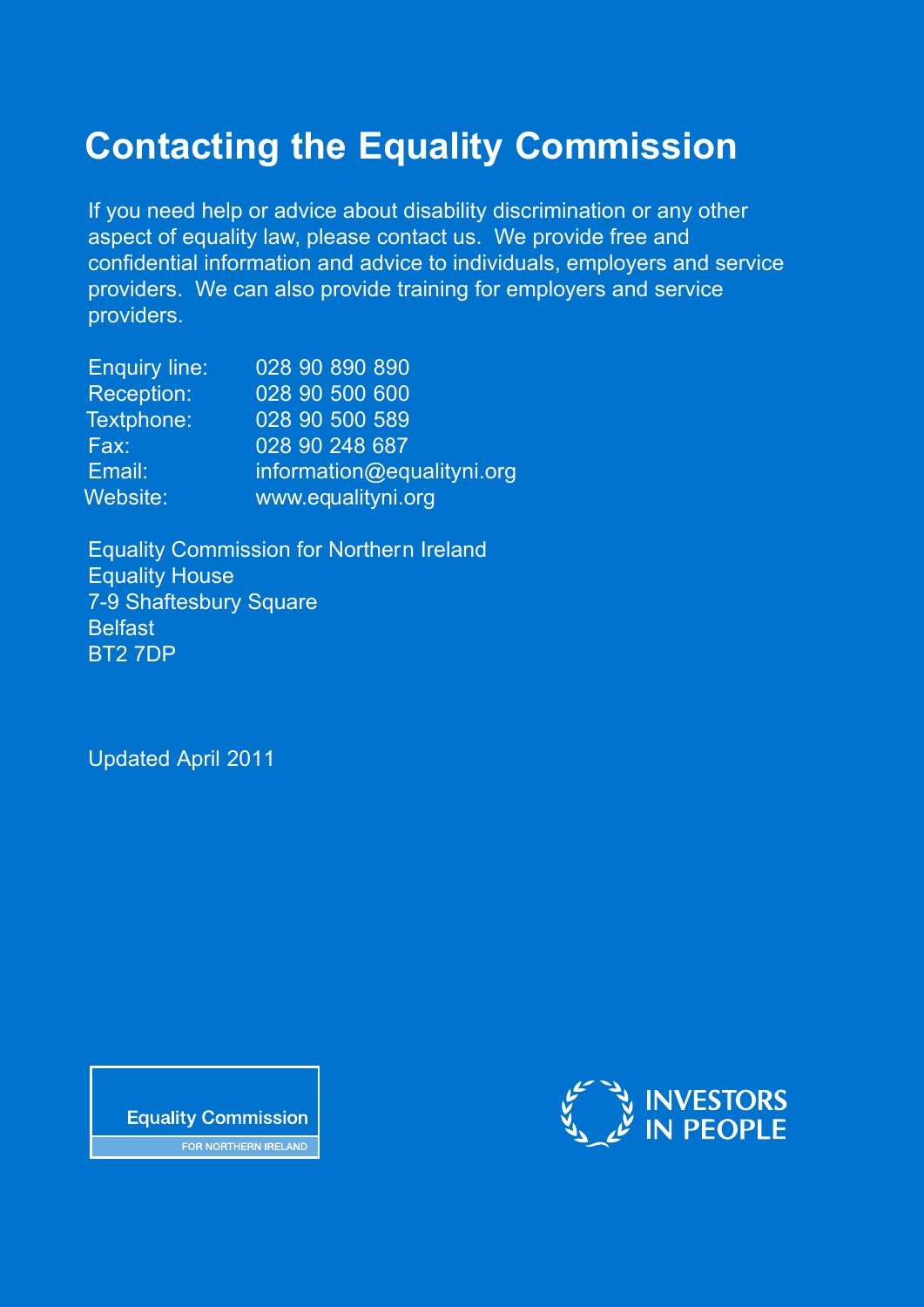# Contacting the Equality Commission

If you need help or advice about disability discrimination or any other aspect of equality law, please contact us. We provide free and confidential information and advice to individuals, employers and service providers. We can also provide training for employers and service providers.

| | |
|---|---|
| Enquiry line: | 028 90 890 890 |
| Reception: | 028 90 500 600 |
| Textphone: | 028 90 500 589 |
| Fax: | 028 90 248 687 |
| Email: | information@equalityni.org |
| Website: | www.equalityni.org |

Equality Commission for Northern Ireland
Equality House
7-9 Shaftesbury Square
Belfast
BT2 7DP

Updated April 2011

Equality Commission
FOR NORTHERN IRELAND

INVESTORS IN PEOPLE